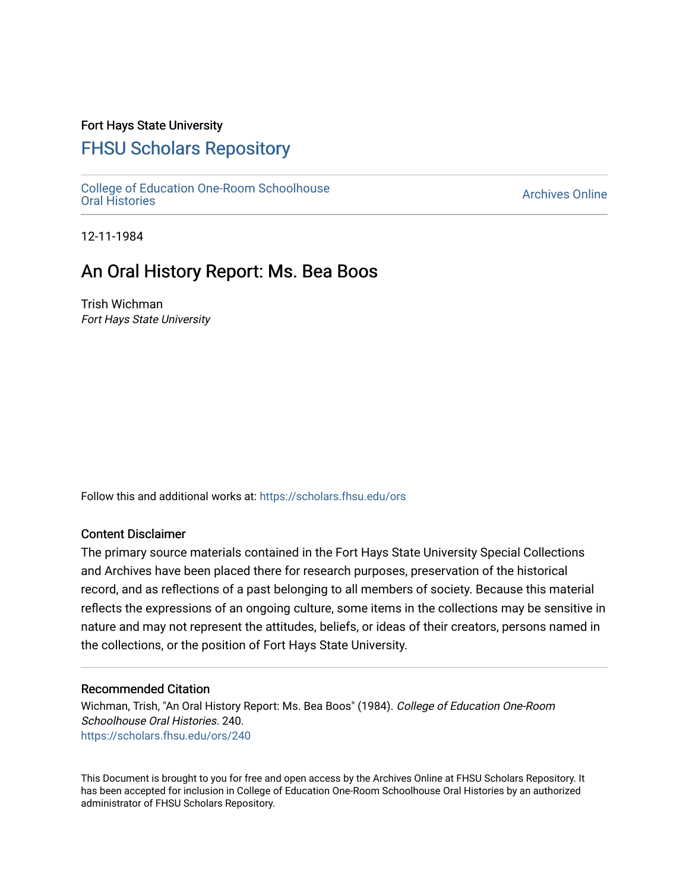Fort Hays State University

# FHSU Scholars Repository

College of Education One-Room Schoolhouse Oral Histories

Archives Online

12-11-1984

## An Oral History Report: Ms. Bea Boos

Trish Wichman
*Fort Hays State University*

Follow this and additional works at: https://scholars.fhsu.edu/ors

### Content Disclaimer

The primary source materials contained in the Fort Hays State University Special Collections and Archives have been placed there for research purposes, preservation of the historical record, and as reflections of a past belonging to all members of society. Because this material reflects the expressions of an ongoing culture, some items in the collections may be sensitive in nature and may not represent the attitudes, beliefs, or ideas of their creators, persons named in the collections, or the position of Fort Hays State University.

### Recommended Citation

Wichman, Trish, "An Oral History Report: Ms. Bea Boos" (1984). *College of Education One-Room Schoolhouse Oral Histories*. 240.
https://scholars.fhsu.edu/ors/240

This Document is brought to you for free and open access by the Archives Online at FHSU Scholars Repository. It has been accepted for inclusion in College of Education One-Room Schoolhouse Oral Histories by an authorized administrator of FHSU Scholars Repository.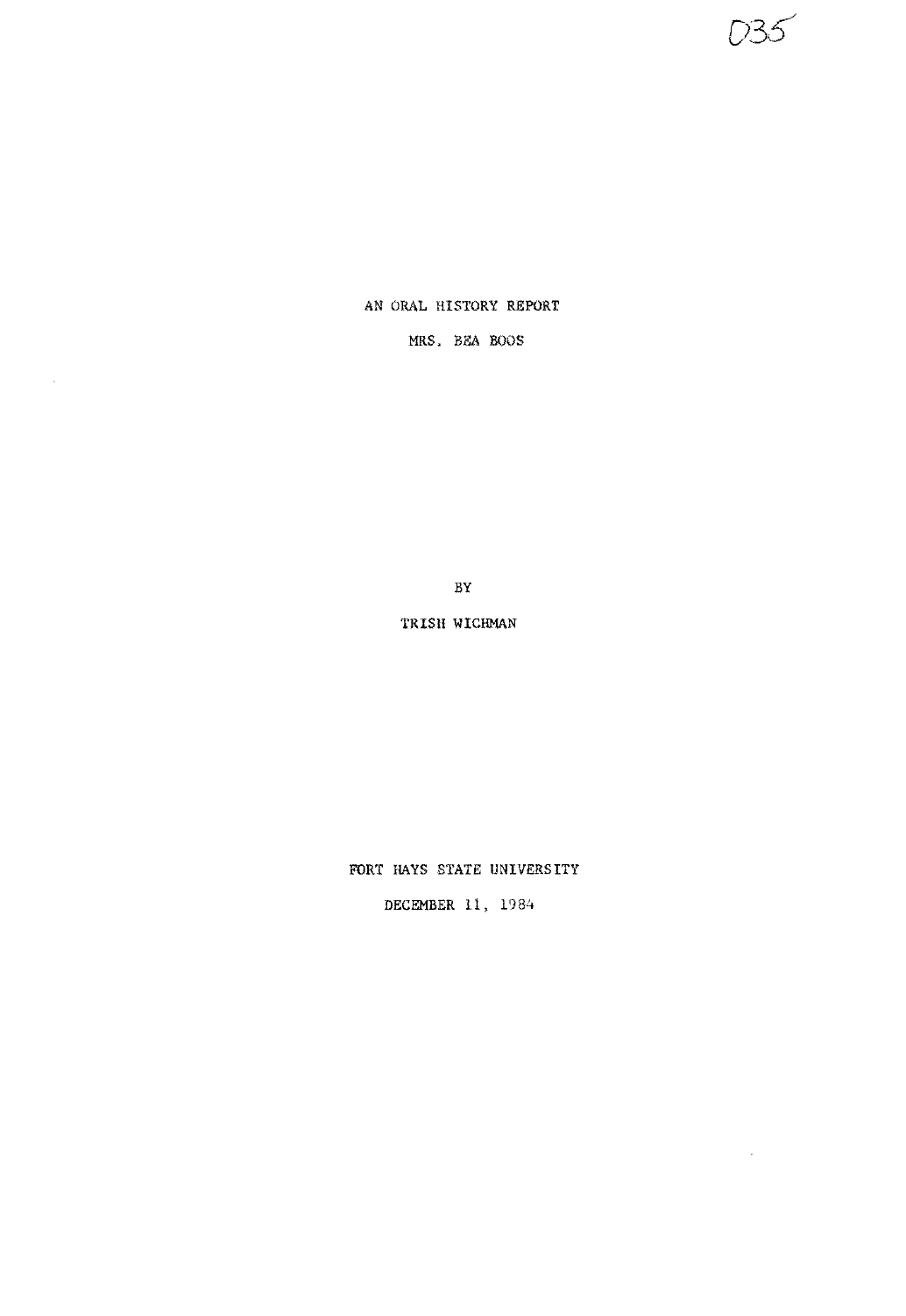035

AN ORAL HISTORY REPORT

MRS. BEA BOOS

BY

TRISH WICHMAN

FORT HAYS STATE UNIVERSITY

DECEMBER 11, 1984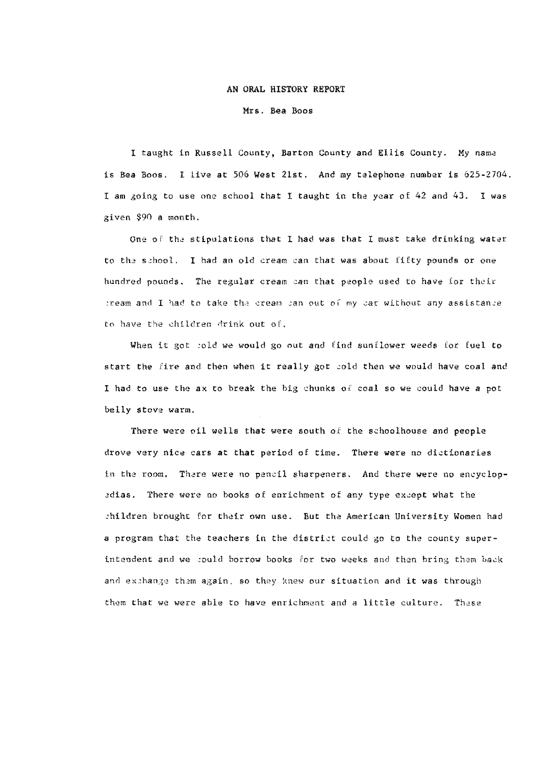AN ORAL HISTORY REPORT

Mrs. Bea Boos

I taught in Russell County, Barton County and Ellis County. My name is Bea Boos. I live at 506 West 21st. And my telephone number is 625-2704. I am going to use one school that I taught in the year of 42 and 43. I was given $90 a month.

One of the stipulations that I had was that I must take drinking water to the school. I had an old cream can that was about fifty pounds or one hundred pounds. The regular cream can that people used to have for their cream and I had to take the cream can out of my car without any assistance to have the children drink out of.

When it got cold we would go out and find sunflower weeds for fuel to start the fire and then when it really got cold then we would have coal and I had to use the ax to break the big chunks of coal so we could have a pot belly stove warm.

There were oil wells that were south of the schoolhouse and people drove very nice cars at that period of time. There were no dictionaries in the room. There were no pencil sharpeners. And there were no encyclopedias. There were no books of enrichment of any type except what the children brought for their own use. But the American University Women had a program that the teachers in the district could go to the county superintendent and we could borrow books for two weeks and then bring them back and exchange them again, so they knew our situation and it was through them that we were able to have enrichment and a little culture. These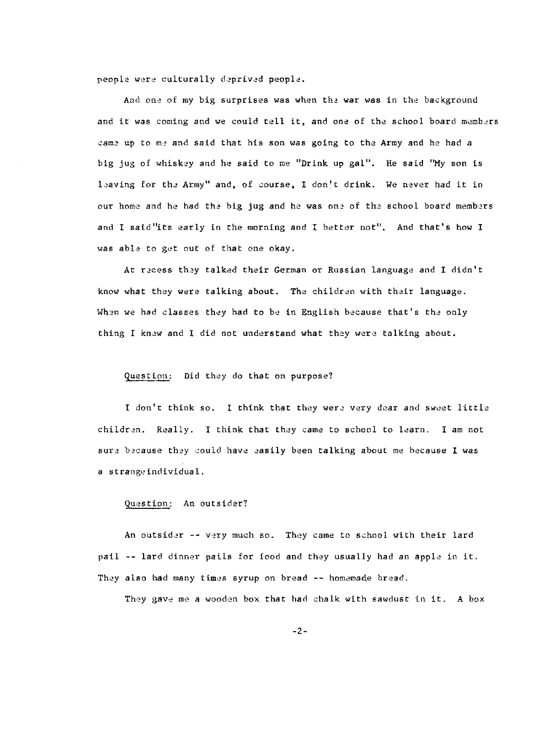people were culturally deprived people.

And one of my big surprises was when the war was in the background and it was coming and we could tell it, and one of the school board members came up to me and said that his son was going to the Army and he had a big jug of whiskey and he said to me "Drink up gal". He said "My son is leaving for the Army" and, of course, I don't drink. We never had it in our home and he had the big jug and he was one of the school board members and I said "its early in the morning and I better not". And that's how I was able to get out of that one okay.

At recess they talked their German or Russian language and I didn't know what they were talking about. The children with their language. When we had classes they had to be in English because that's the only thing I knew and I did not understand what they were talking about.

<u>Question</u>: Did they do that on purpose?

I don't think so. I think that they were very dear and sweet little children. Really. I think that they came to school to learn. I am not sure because they could have easily been talking about me because I was a strangeindividual.

<u>Question</u>: An outsider?

An outsider -- very much so. They came to school with their lard pail -- lard dinner pails for food and they usually had an apple in it. They also had many times syrup on bread -- homemade bread.

They gave me a wooden box that had chalk with sawdust in it. A box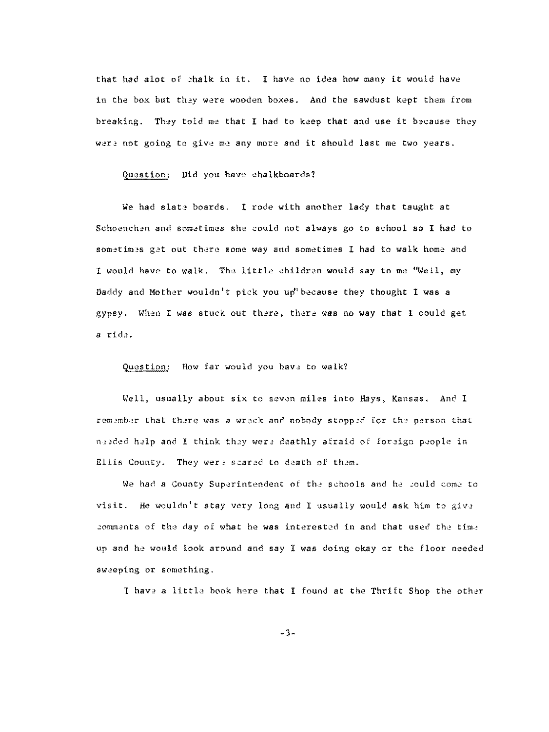that had alot of chalk in it. I have no idea how many it would have in the box but they were wooden boxes. And the sawdust kept them from breaking. They told me that I had to keep that and use it because they were not going to give me any more and it should last me two years.

Question: Did you have chalkboards?

We had slate boards. I rode with another lady that taught at Schoenchen and sometimes she could not always go to school so I had to sometimes get out there some way and sometimes I had to walk home and I would have to walk. The little children would say to me "Well, my Daddy and Mother wouldn't pick you up" because they thought I was a gypsy. When I was stuck out there, there was no way that I could get a ride.

Question: How far would you have to walk?

Well, usually about six to seven miles into Hays, Kansas. And I remember that there was a wreck and nobody stopped for the person that needed help and I think they were deathly afraid of foreign people in Ellis County. They were scared to death of them.

We had a County Superintendent of the schools and he would come to visit. He wouldn't stay very long and I usually would ask him to give comments of the day of what he was interested in and that used the time up and he would look around and say I was doing okay or the floor needed sweeping or something.

I have a little book here that I found at the Thrift Shop the other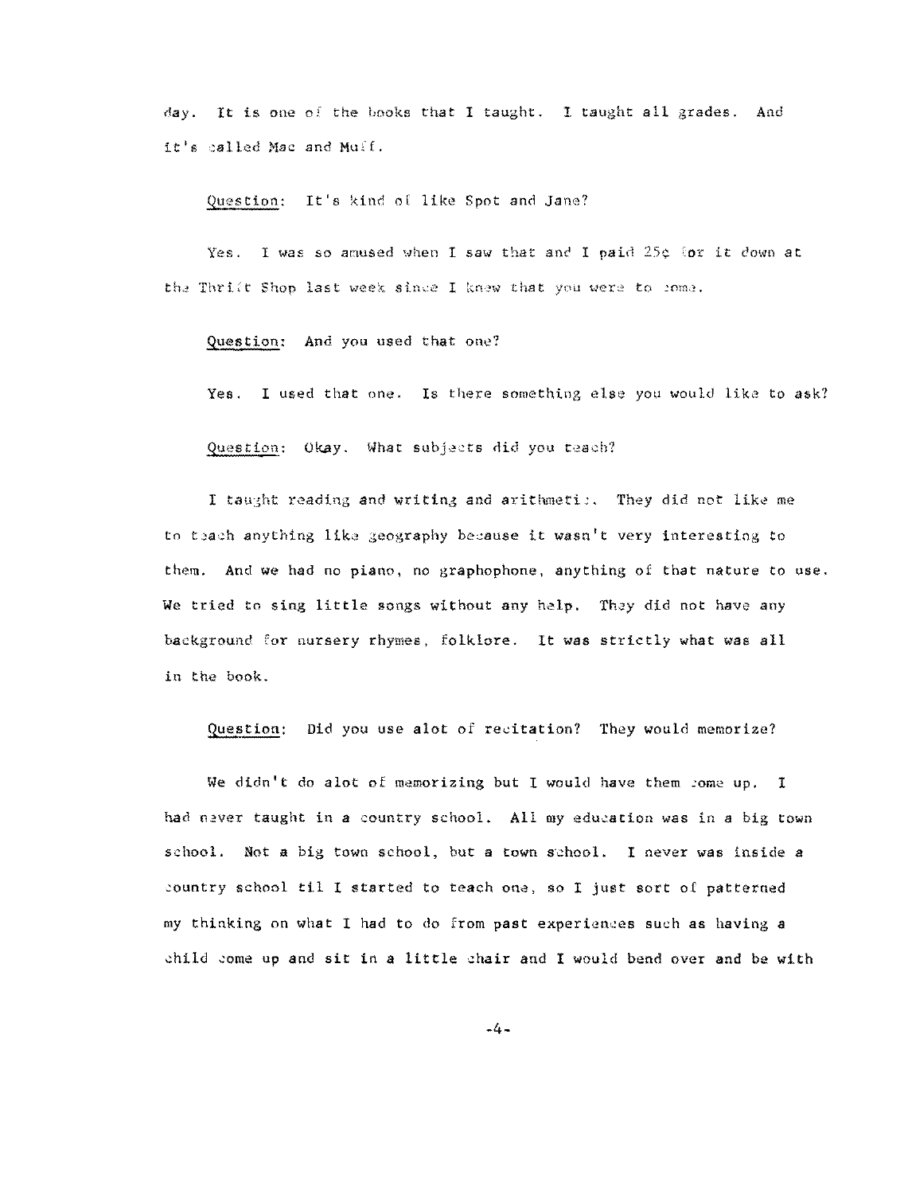day. It is one of the books that I taught. I taught all grades. And it's called Mac and Muff.

Question: It's kind of like Spot and Jane?

Yes. I was so amused when I saw that and I paid 25¢ for it down at the Thrift Shop last week since I knew that you were to come.

Question: And you used that one?

Yes. I used that one. Is there something else you would like to ask?

Question: Okay. What subjects did you teach?

I taught reading and writing and arithmetic. They did not like me to teach anything like geography because it wasn't very interesting to them. And we had no piano, no graphophone, anything of that nature to use. We tried to sing little songs without any help. They did not have any background for nursery rhymes, folklore. It was strictly what was all in the book.

Question: Did you use alot of recitation? They would memorize?

We didn't do alot of memorizing but I would have them come up. I had never taught in a country school. All my education was in a big town school. Not a big town school, but a town school. I never was inside a country school til I started to teach one, so I just sort of patterned my thinking on what I had to do from past experiences such as having a child come up and sit in a little chair and I would bend over and be with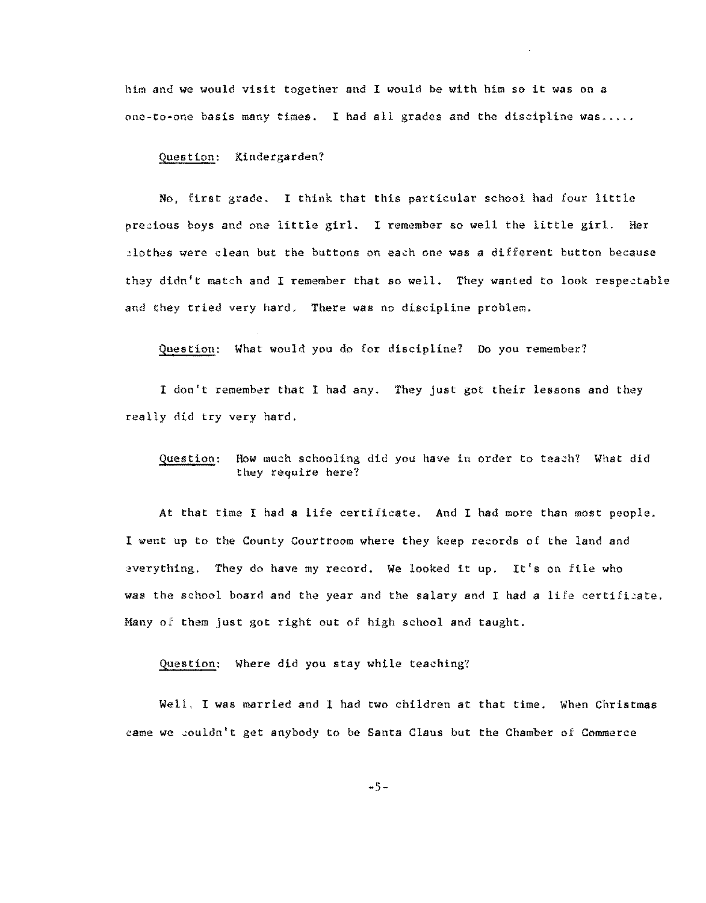him and we would visit together and I would be with him so it was on a one-to-one basis many times. I had all grades and the discipline was.....

<u>Question</u>: Kindergarden?

No, first grade. I think that this particular school had four little precious boys and one little girl. I remember so well the little girl. Her clothes were clean but the buttons on each one was a different button because they didn't match and I remember that so well. They wanted to look respectable and they tried very hard. There was no discipline problem.

<u>Question</u>: What would you do for discipline? Do you remember?

I don't remember that I had any. They just got their lessons and they really did try very hard.

<u>Question</u>: How much schooling did you have in order to teach? What did they require here?

At that time I had a life certificate. And I had more than most people. I went up to the County Courtroom where they keep records of the land and everything. They do have my record. We looked it up. It's on file who was the school board and the year and the salary and I had a life certificate. Many of them just got right out of high school and taught.

<u>Question</u>: Where did you stay while teaching?

Well, I was married and I had two children at that time. When Christmas came we couldn't get anybody to be Santa Claus but the Chamber of Commerce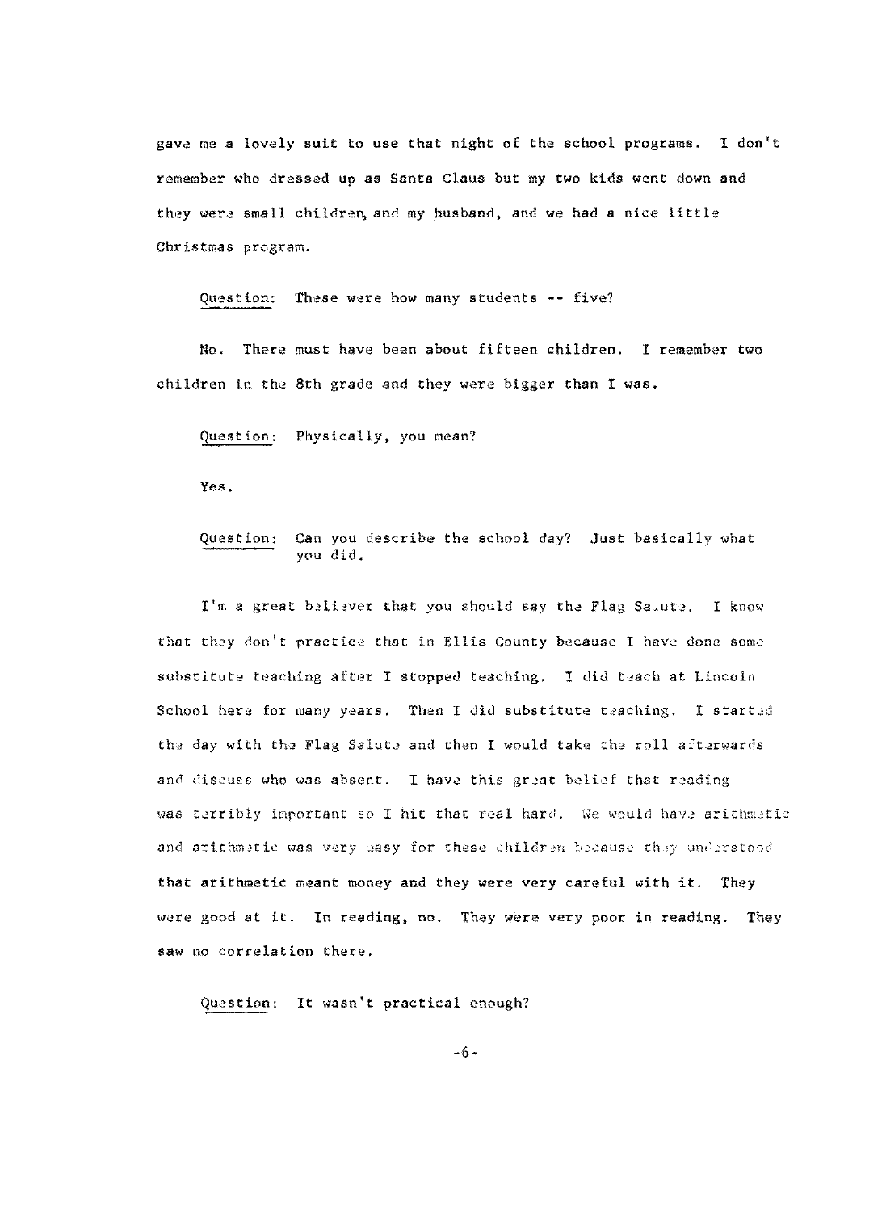gave me a lovely suit to use that night of the school programs. I don't remember who dressed up as Santa Claus but my two kids went down and they were small children, and my husband, and we had a nice little Christmas program.

Question: These were how many students -- five?

No. There must have been about fifteen children. I remember two children in the 8th grade and they were bigger than I was.

Question: Physically, you mean?

Yes.

Question: Can you describe the school day? Just basically what you did.

I'm a great believer that you should say the Flag Salute. I know that they don't practice that in Ellis County because I have done some substitute teaching after I stopped teaching. I did teach at Lincoln School here for many years. Then I did substitute teaching. I started the day with the Flag Salute and then I would take the roll afterwards and discuss who was absent. I have this great belief that reading was terribly important so I hit that real hard. We would have arithmetic and arithmetic was very easy for these children because they understood that arithmetic meant money and they were very careful with it. They were good at it. In reading, no. They were very poor in reading. They saw no correlation there.

Question: It wasn't practical enough?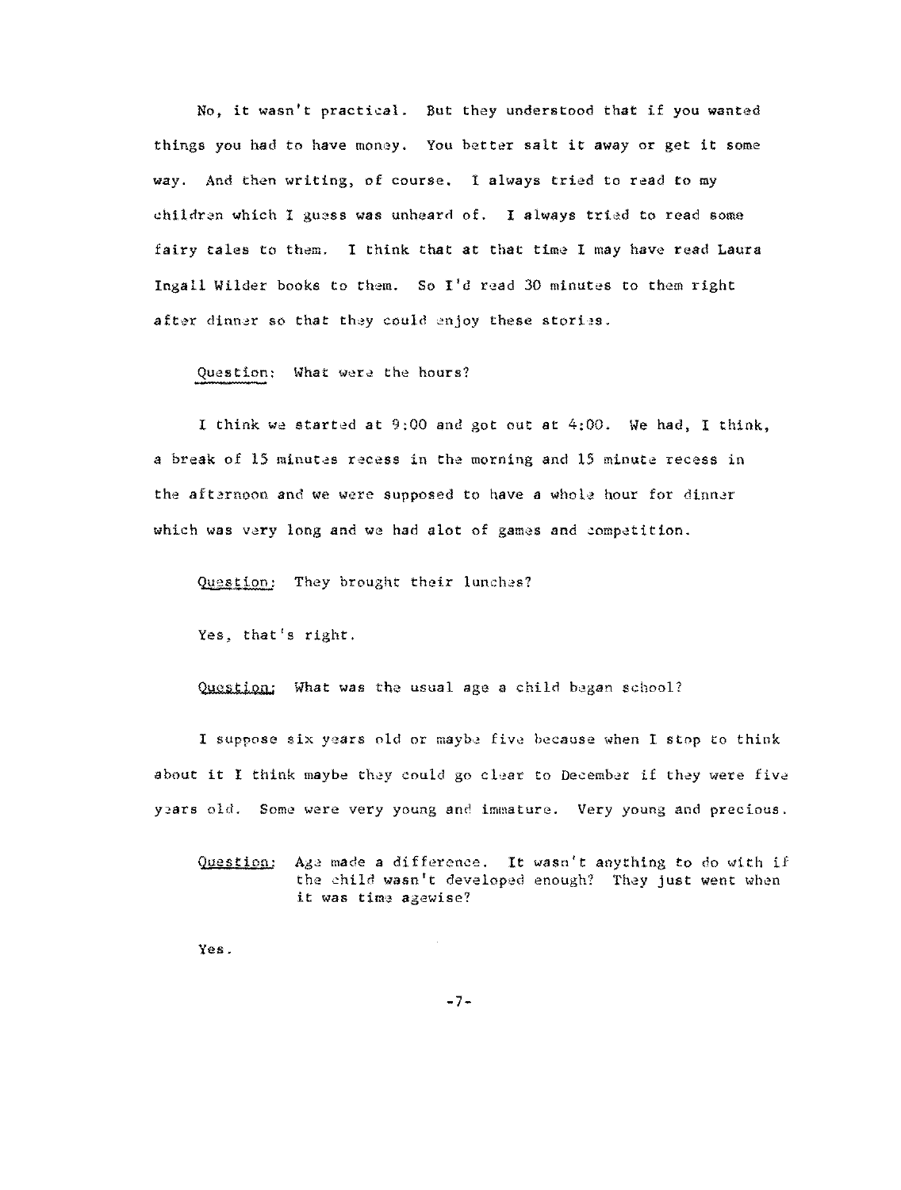No, it wasn't practical. But they understood that if you wanted things you had to have money. You better salt it away or get it some way. And then writing, of course. I always tried to read to my children which I guess was unheard of. I always tried to read some fairy tales to them. I think that at that time I may have read Laura Ingall Wilder books to them. So I'd read 30 minutes to them right after dinner so that they could enjoy these stories.

<u>Question</u>: What were the hours?

I think we started at 9:00 and got out at 4:00. We had, I think, a break of 15 minutes recess in the morning and 15 minute recess in the afternoon and we were supposed to have a whole hour for dinner which was very long and we had alot of games and competition.

<u>Question</u>: They brought their lunches?

Yes, that's right.

<u>Question</u>: What was the usual age a child began school?

I suppose six years old or maybe five because when I stop to think about it I think maybe they could go clear to December if they were five years old. Some were very young and immature. Very young and precious.

<u>Question</u>: Age made a difference. It wasn't anything to do with if the child wasn't developed enough? They just went when it was time agewise?

Yes.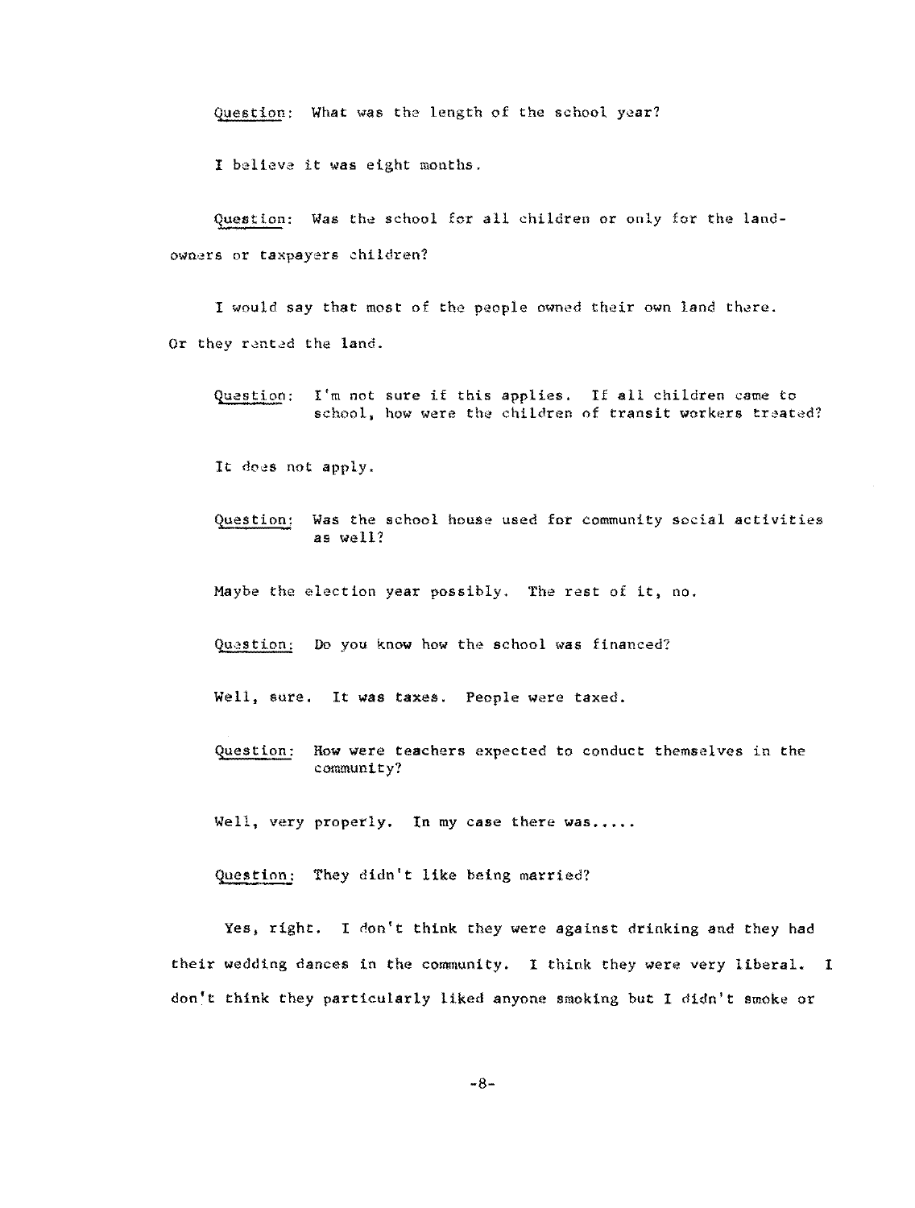<u>Question</u>: What was the length of the school year?

I believe it was eight months.

<u>Question</u>: Was the school for all children or only for the landowners or taxpayers children?

I would say that most of the people owned their own land there. Or they rented the land.

<u>Question</u>: I'm not sure if this applies. If all children came to school, how were the children of transit workers treated?

It does not apply.

<u>Question</u>: Was the school house used for community social activities as well?

Maybe the election year possibly. The rest of it, no.

<u>Question</u>: Do you know how the school was financed?

Well, sure. It was taxes. People were taxed.

<u>Question</u>: How were teachers expected to conduct themselves in the community?

Well, very properly. In my case there was.....

<u>Question</u>: They didn't like being married?

Yes, right. I don't think they were against drinking and they had their wedding dances in the community. I think they were very liberal. I don't think they particularly liked anyone smoking but I didn't smoke or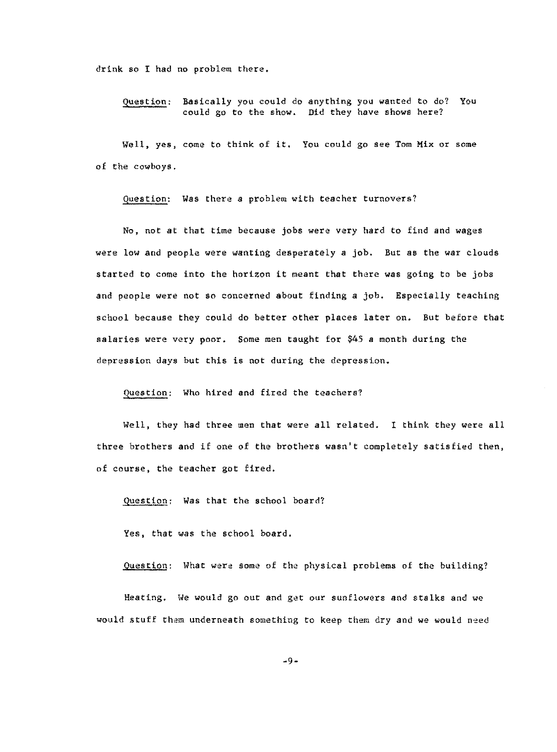drink so I had no problem there.

Question: Basically you could do anything you wanted to do? You could go to the show. Did they have shows here?

Well, yes, come to think of it. You could go see Tom Mix or some of the cowboys.

Question: Was there a problem with teacher turnovers?

No, not at that time because jobs were very hard to find and wages were low and people were wanting desperately a job. But as the war clouds started to come into the horizon it meant that there was going to be jobs and people were not so concerned about finding a job. Especially teaching school because they could do better other places later on. But before that salaries were very poor. Some men taught for $45 a month during the depression days but this is not during the depression.

Question: Who hired and fired the teachers?

Well, they had three men that were all related. I think they were all three brothers and if one of the brothers wasn't completely satisfied then, of course, the teacher got fired.

Question: Was that the school board?

Yes, that was the school board.

Question: What were some of the physical problems of the building?

Heating. We would go out and get our sunflowers and stalks and we would stuff them underneath something to keep them dry and we would need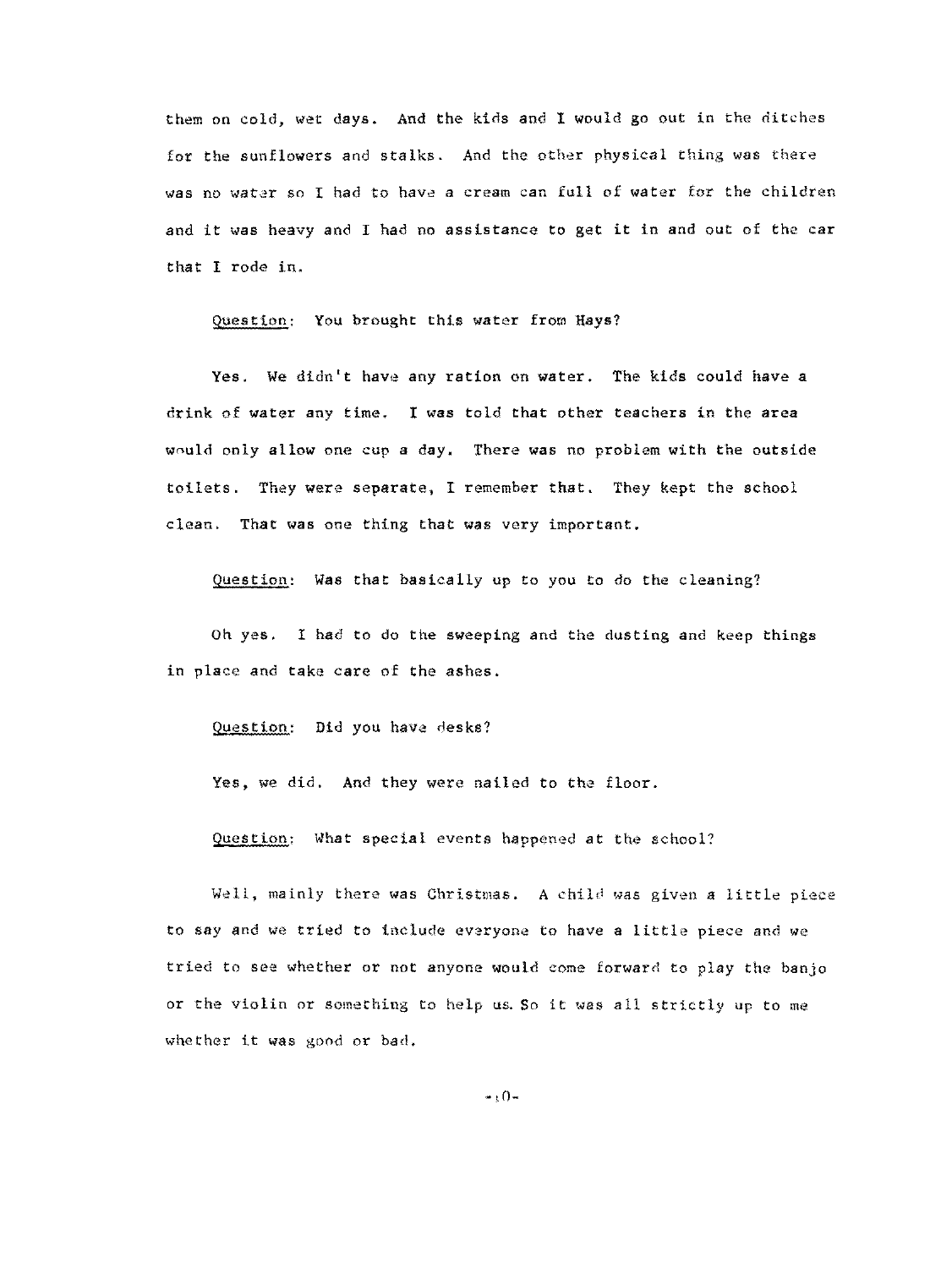them on cold, wet days. And the kids and I would go out in the ditches for the sunflowers and stalks. And the other physical thing was there was no water so I had to have a cream can full of water for the children and it was heavy and I had no assistance to get it in and out of the car that I rode in.

Question: You brought this water from Hays?

Yes. We didn't have any ration on water. The kids could have a drink of water any time. I was told that other teachers in the area would only allow one cup a day. There was no problem with the outside toilets. They were separate, I remember that. They kept the school clean. That was one thing that was very important.

Question: Was that basically up to you to do the cleaning?

Oh yes. I had to do the sweeping and the dusting and keep things in place and take care of the ashes.

Question: Did you have desks?

Yes, we did. And they were nailed to the floor.

Question: What special events happened at the school?

Well, mainly there was Christmas. A child was given a little piece to say and we tried to include everyone to have a little piece and we tried to see whether or not anyone would come forward to play the banjo or the violin or something to help us. So it was all strictly up to me whether it was good or bad.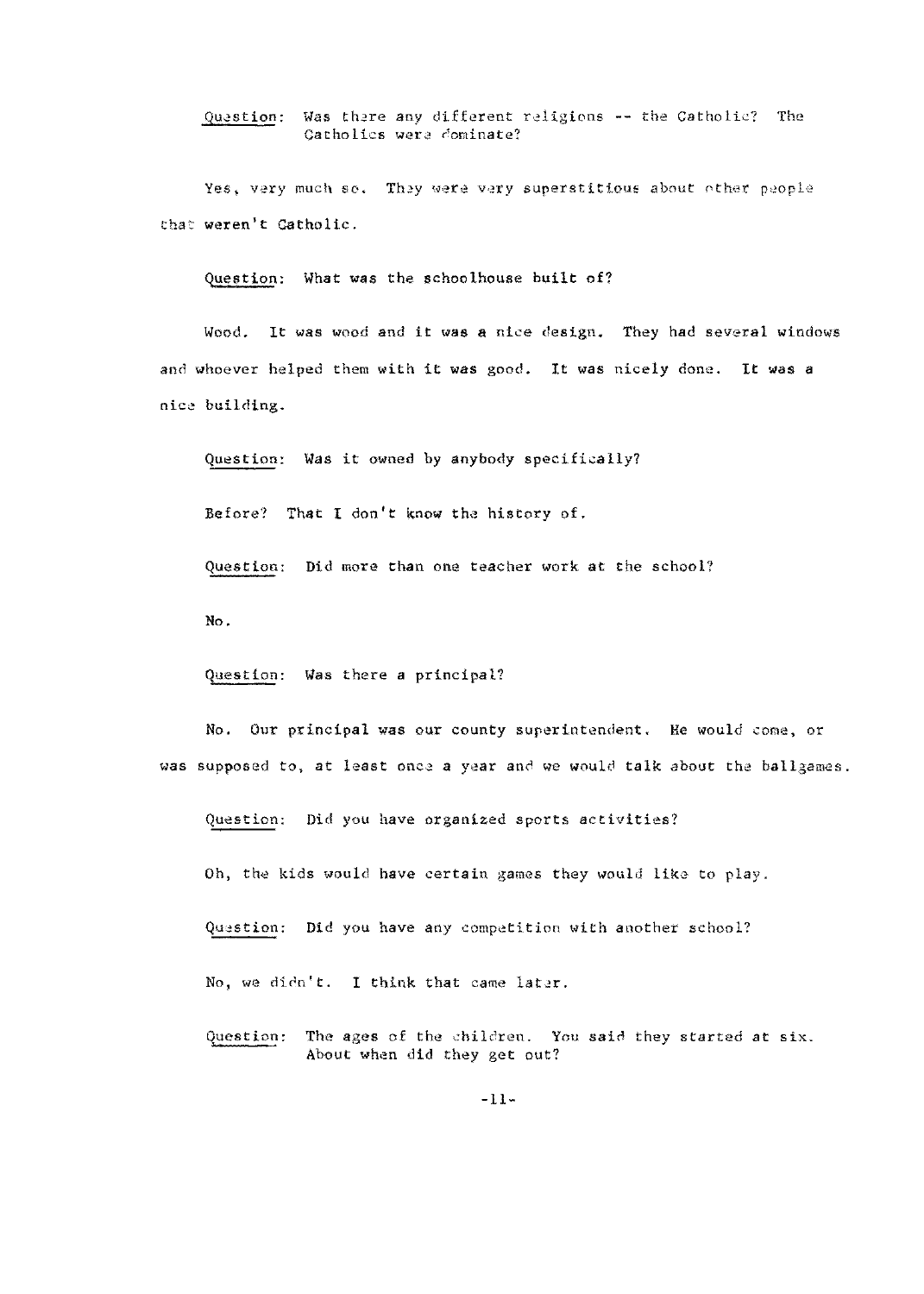<u>Question</u>: Was there any different religions -- the Catholic? The Catholics were dominate?

Yes, very much so. They were very superstitious about other people that weren't Catholic.

<u>Question</u>: What was the schoolhouse built of?

Wood. It was wood and it was a nice design. They had several windows and whoever helped them with it was good. It was nicely done. It was a nice building.

<u>Question</u>: Was it owned by anybody specifically?

Before? That I don't know the history of.

<u>Question</u>: Did more than one teacher work at the school?

No.

<u>Question</u>: Was there a principal?

No. Our principal was our county superintendent. He would come, or was supposed to, at least once a year and we would talk about the ballgames.

<u>Question</u>: Did you have organized sports activities?

Oh, the kids would have certain games they would like to play.

<u>Question</u>: Did you have any competition with another school?

No, we didn't. I think that came later.

<u>Question</u>: The ages of the children. You said they started at six. About when did they get out?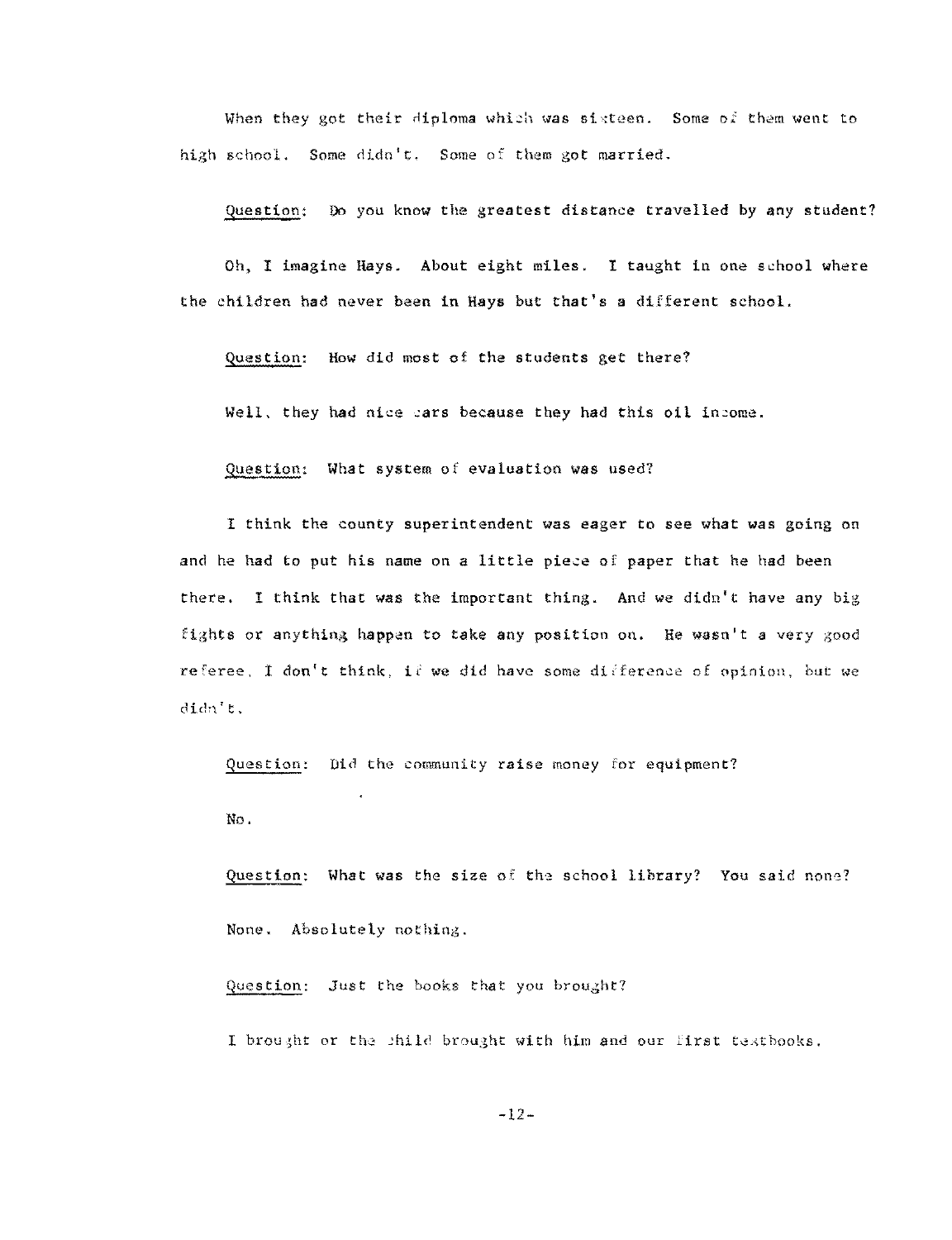When they got their diploma which was sixteen. Some of them went to high school. Some didn't. Some of them got married.

Question: Do you know the greatest distance travelled by any student?

Oh, I imagine Hays. About eight miles. I taught in one school where the children had never been in Hays but that's a different school.

Question: How did most of the students get there?

Well, they had nice cars because they had this oil income.

Question: What system of evaluation was used?

I think the county superintendent was eager to see what was going on and he had to put his name on a little piece of paper that he had been there. I think that was the important thing. And we didn't have any big fights or anything happen to take any position on. He wasn't a very good referee, I don't think, if we did have some difference of opinion, but we didn't.

Question: Did the community raise money for equipment?

No.

Question: What was the size of the school library? You said none?

None. Absolutely nothing.

Question: Just the books that you brought?

I brought or the child brought with him and our first textbooks.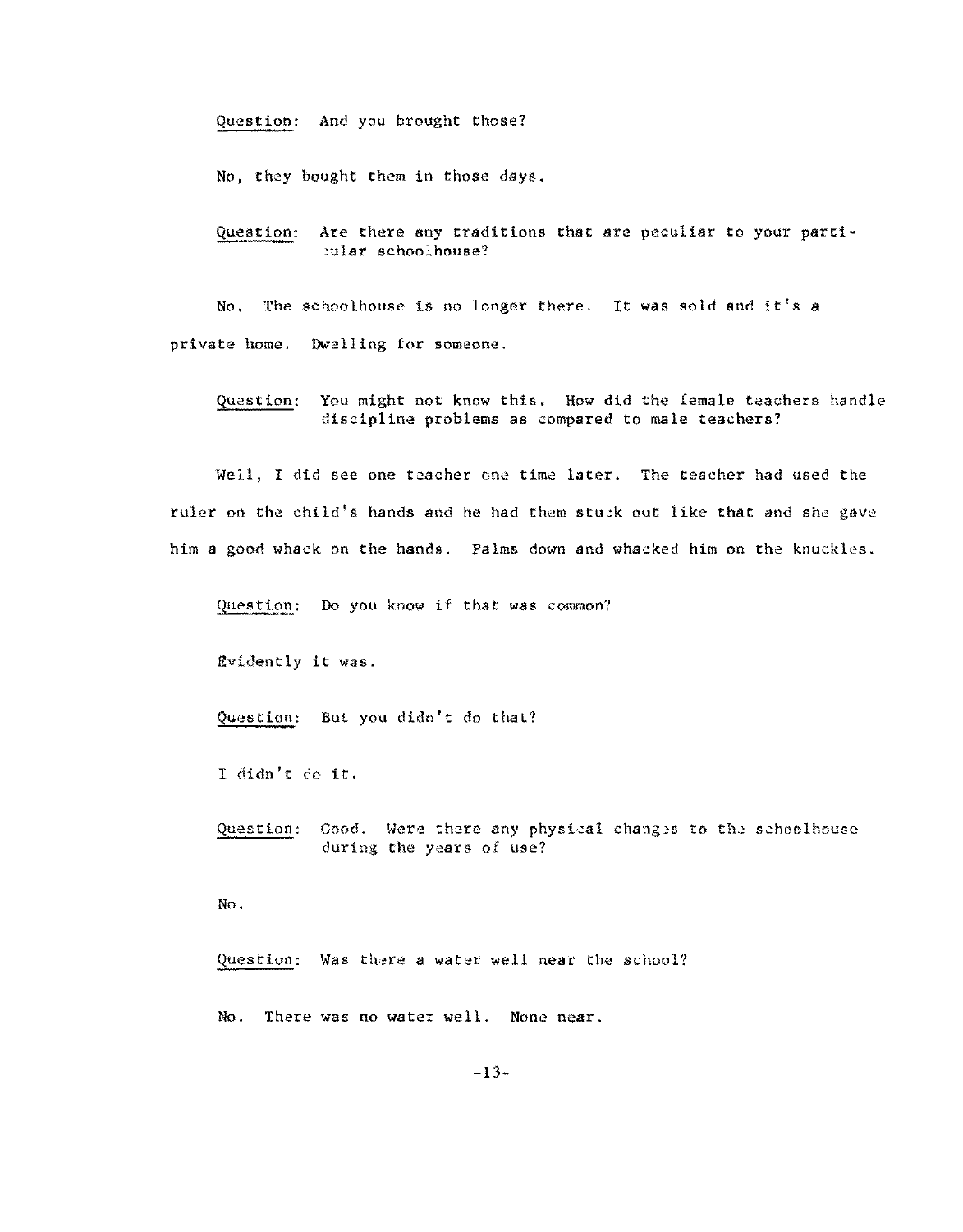<u>Question</u>: And you brought those?

No, they bought them in those days.

<u>Question</u>: Are there any traditions that are peculiar to your particular schoolhouse?

No. The schoolhouse is no longer there. It was sold and it's a private home. Dwelling for someone.

<u>Question</u>: You might not know this. How did the female teachers handle discipline problems as compared to male teachers?

Well, I did see one teacher one time later. The teacher had used the ruler on the child's hands and he had them stuck out like that and she gave him a good whack on the hands. Palms down and whacked him on the knuckles.

<u>Question</u>: Do you know if that was common?

Evidently it was.

<u>Question</u>: But you didn't do that?

I didn't do it.

<u>Question</u>: Good. Were there any physical changes to the schoolhouse during the years of use?

No.

<u>Question</u>: Was there a water well near the school?

No. There was no water well. None near.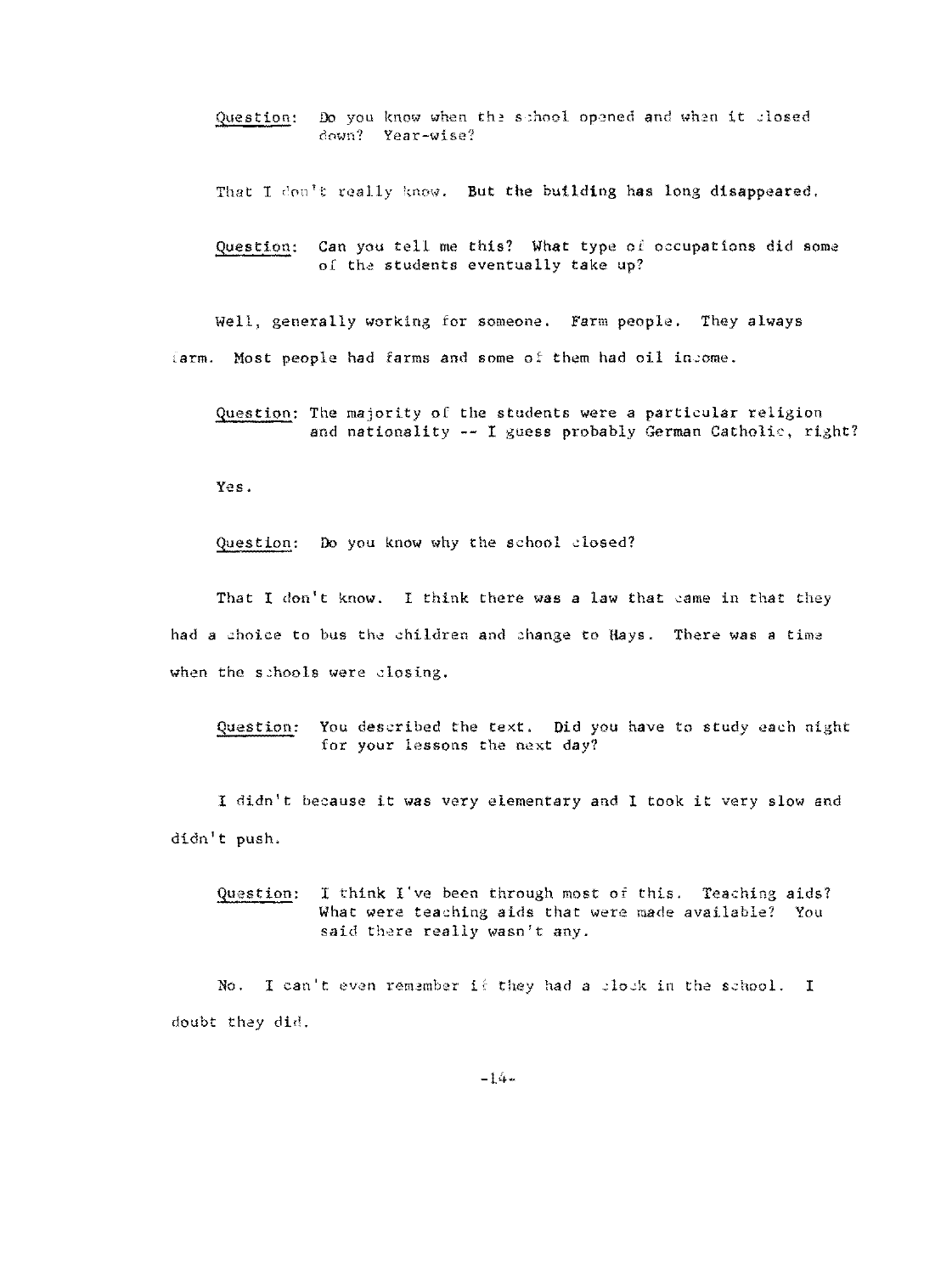Question: Do you know when the school opened and when it closed down? Year-wise?

That I don't really know. But the building has long disappeared.

Question: Can you tell me this? What type of occupations did some of the students eventually take up?

Well, generally working for someone. Farm people. They always farm. Most people had farms and some of them had oil income.

Question: The majority of the students were a particular religion and nationality -- I guess probably German Catholic, right?

Yes.

Question: Do you know why the school closed?

That I don't know. I think there was a law that came in that they had a choice to bus the children and change to Hays. There was a time when the schools were closing.

Question: You described the text. Did you have to study each night for your lessons the next day?

I didn't because it was very elementary and I took it very slow and didn't push.

Question: I think I've been through most of this. Teaching aids? What were teaching aids that were made available? You said there really wasn't any.

No. I can't even remember if they had a clock in the school. I doubt they did.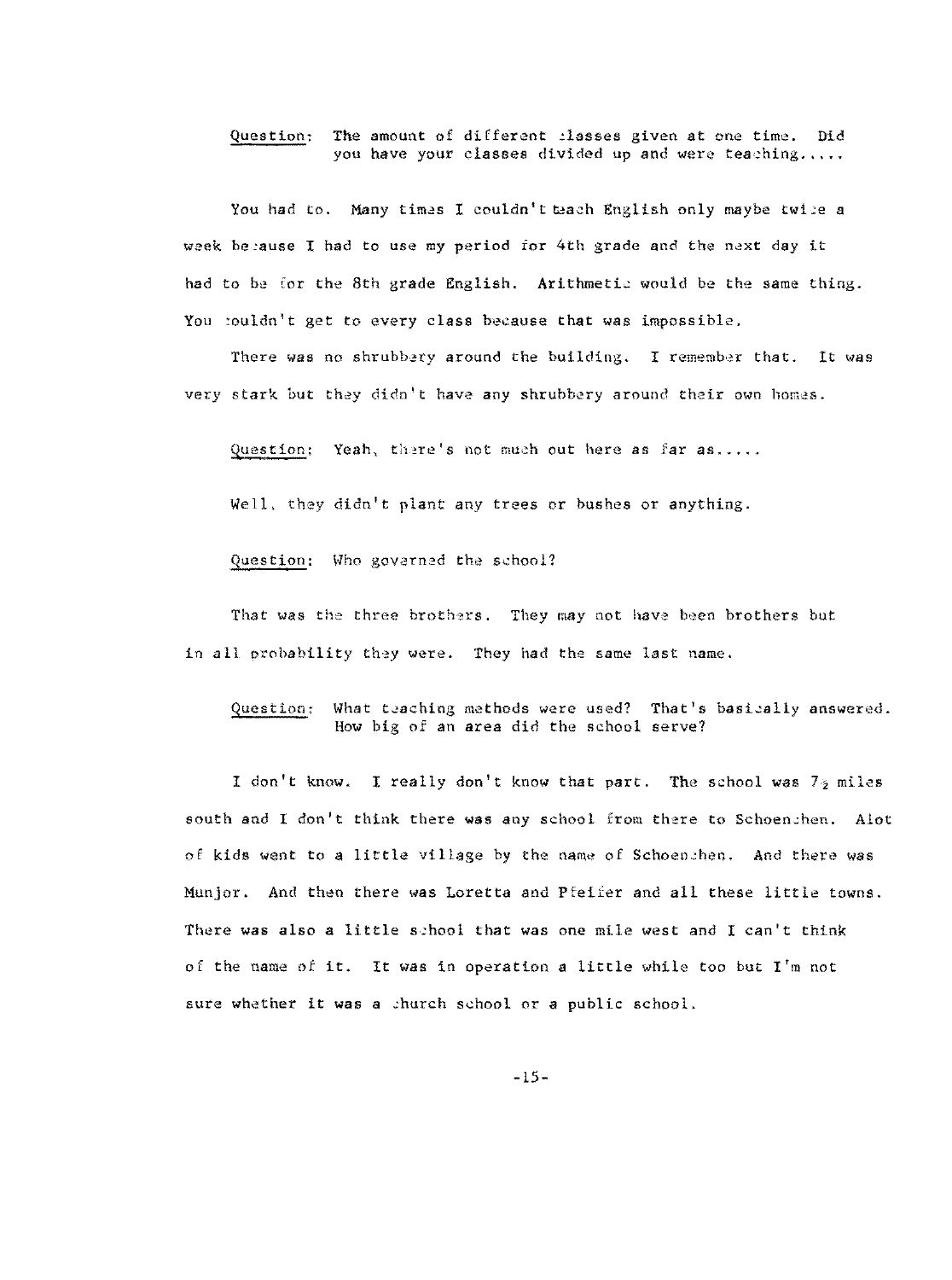<u>Question</u>: The amount of different classes given at one time. Did you have your classes divided up and were teaching.....

You had to. Many times I couldn't teach English only maybe twice a week because I had to use my period for 4th grade and the next day it had to be for the 8th grade English. Arithmetic would be the same thing. You couldn't get to every class because that was impossible.

There was no shrubbery around the building. I remember that. It was very stark but they didn't have any shrubbery around their own homes.

<u>Question</u>: Yeah, there's not much out here as far as.....

Well, they didn't plant any trees or bushes or anything.

<u>Question</u>: Who governed the school?

That was the three brothers. They may not have been brothers but in all probability they were. They had the same last name.

<u>Question</u>: What teaching methods were used? That's basically answered. How big of an area did the school serve?

I don't know. I really don't know that part. The school was 7½ miles south and I don't think there was any school from there to Schoenchen. Alot of kids went to a little village by the name of Schoenchen. And there was Munjor. And then there was Loretta and Pfeifer and all these little towns. There was also a little school that was one mile west and I can't think of the name of it. It was in operation a little while too but I'm not sure whether it was a church school or a public school.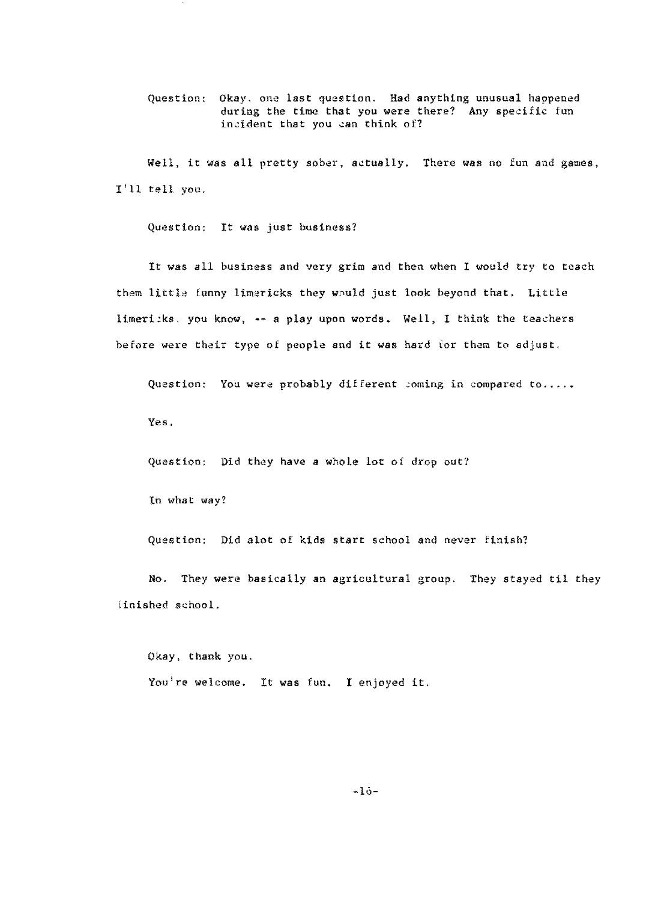Question: Okay, one last question. Had anything unusual happened during the time that you were there? Any specific fun incident that you can think of?

Well, it was all pretty sober, actually. There was no fun and games, I'll tell you.

Question: It was just business?

It was all business and very grim and then when I would try to teach them little funny limericks they would just look beyond that. Little limericks, you know, -- a play upon words. Well, I think the teachers before were their type of people and it was hard for them to adjust.

Question: You were probably different coming in compared to.....

Yes.

Question: Did they have a whole lot of drop out?

In what way?

Question: Did alot of kids start school and never finish?

No. They were basically an agricultural group. They stayed til they finished school.

Okay, thank you.

You're welcome. It was fun. I enjoyed it.